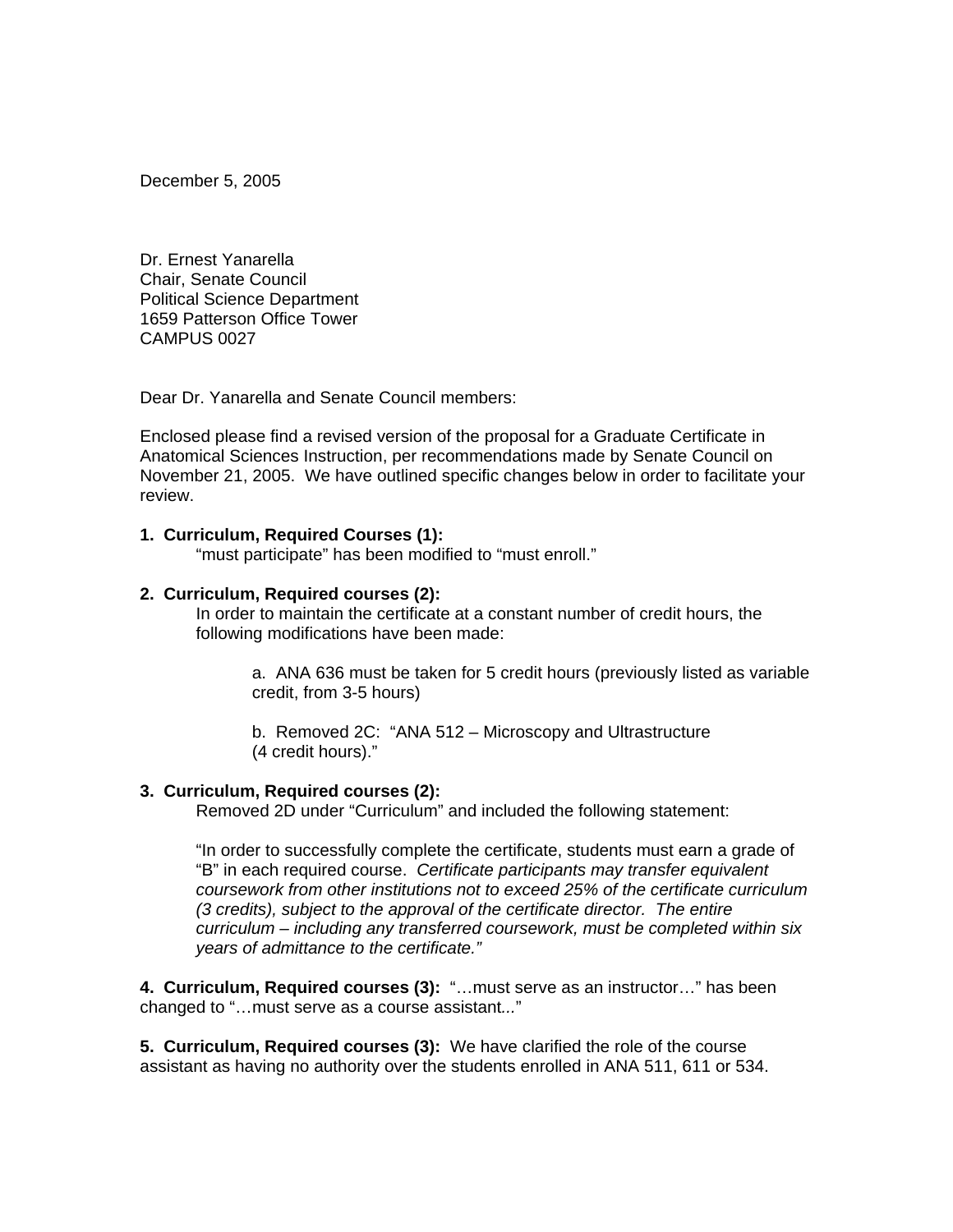December 5, 2005

Dr. Ernest Yanarella
Chair, Senate Council
Political Science Department
1659 Patterson Office Tower
CAMPUS 0027

Dear Dr. Yanarella and Senate Council members:

Enclosed please find a revised version of the proposal for a Graduate Certificate in Anatomical Sciences Instruction, per recommendations made by Senate Council on November 21, 2005. We have outlined specific changes below in order to facilitate your review.

**1. Curriculum, Required Courses (1):**

"must participate" has been modified to "must enroll."

**2. Curriculum, Required courses (2):**

In order to maintain the certificate at a constant number of credit hours, the following modifications have been made:

a. ANA 636 must be taken for 5 credit hours (previously listed as variable credit, from 3-5 hours)

b. Removed 2C: "ANA 512 – Microscopy and Ultrastructure (4 credit hours)."

**3. Curriculum, Required courses (2):**

Removed 2D under "Curriculum" and included the following statement:

"In order to successfully complete the certificate, students must earn a grade of "B" in each required course. *Certificate participants may transfer equivalent coursework from other institutions not to exceed 25% of the certificate curriculum (3 credits), subject to the approval of the certificate director. The entire curriculum – including any transferred coursework, must be completed within six years of admittance to the certificate."*

**4. Curriculum, Required courses (3):** "…must serve as an instructor…" has been changed to "…must serve as a course assistant..."

**5. Curriculum, Required courses (3):** We have clarified the role of the course assistant as having no authority over the students enrolled in ANA 511, 611 or 534.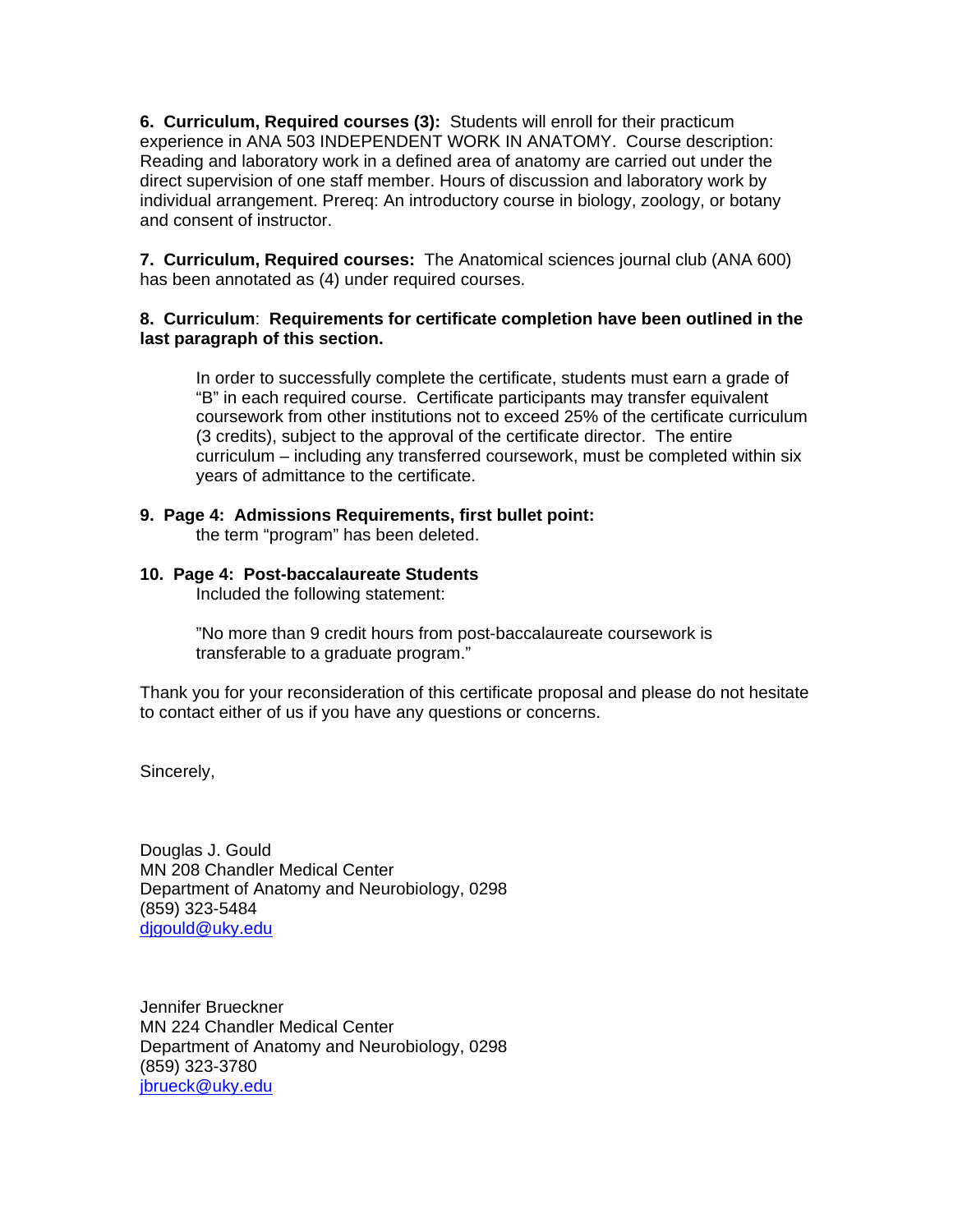**6. Curriculum, Required courses (3):** Students will enroll for their practicum experience in ANA 503 INDEPENDENT WORK IN ANATOMY. Course description: Reading and laboratory work in a defined area of anatomy are carried out under the direct supervision of one staff member. Hours of discussion and laboratory work by individual arrangement. Prereq: An introductory course in biology, zoology, or botany and consent of instructor.

**7. Curriculum, Required courses:** The Anatomical sciences journal club (ANA 600) has been annotated as (4) under required courses.

**8. Curriculum**: **Requirements for certificate completion have been outlined in the last paragraph of this section.**

> In order to successfully complete the certificate, students must earn a grade of "B" in each required course. Certificate participants may transfer equivalent coursework from other institutions not to exceed 25% of the certificate curriculum (3 credits), subject to the approval of the certificate director. The entire curriculum – including any transferred coursework, must be completed within six years of admittance to the certificate.

**9. Page 4: Admissions Requirements, first bullet point:**
the term "program" has been deleted.

**10. Page 4: Post-baccalaureate Students**
Included the following statement:

> "No more than 9 credit hours from post-baccalaureate coursework is transferable to a graduate program."

Thank you for your reconsideration of this certificate proposal and please do not hesitate to contact either of us if you have any questions or concerns.

Sincerely,

Douglas J. Gould
MN 208 Chandler Medical Center
Department of Anatomy and Neurobiology, 0298
(859) 323-5484
djgould@uky.edu

Jennifer Brueckner
MN 224 Chandler Medical Center
Department of Anatomy and Neurobiology, 0298
(859) 323-3780
jbrueck@uky.edu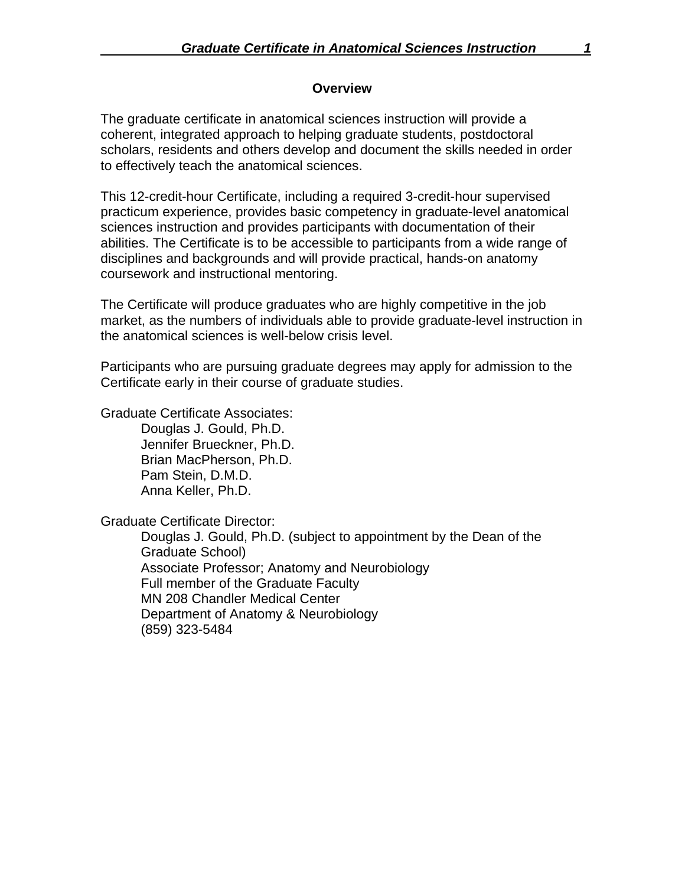## Overview

The graduate certificate in anatomical sciences instruction will provide a coherent, integrated approach to helping graduate students, postdoctoral scholars, residents and others develop and document the skills needed in order to effectively teach the anatomical sciences.

This 12-credit-hour Certificate, including a required 3-credit-hour supervised practicum experience, provides basic competency in graduate-level anatomical sciences instruction and provides participants with documentation of their abilities. The Certificate is to be accessible to participants from a wide range of disciplines and backgrounds and will provide practical, hands-on anatomy coursework and instructional mentoring.

The Certificate will produce graduates who are highly competitive in the job market, as the numbers of individuals able to provide graduate-level instruction in the anatomical sciences is well-below crisis level.

Participants who are pursuing graduate degrees may apply for admission to the Certificate early in their course of graduate studies.

Graduate Certificate Associates:

- Douglas J. Gould, Ph.D.
- Jennifer Brueckner, Ph.D.
- Brian MacPherson, Ph.D.
- Pam Stein, D.M.D.
- Anna Keller, Ph.D.

Graduate Certificate Director:

Douglas J. Gould, Ph.D. (subject to appointment by the Dean of the Graduate School)
Associate Professor; Anatomy and Neurobiology
Full member of the Graduate Faculty
MN 208 Chandler Medical Center
Department of Anatomy & Neurobiology
(859) 323-5484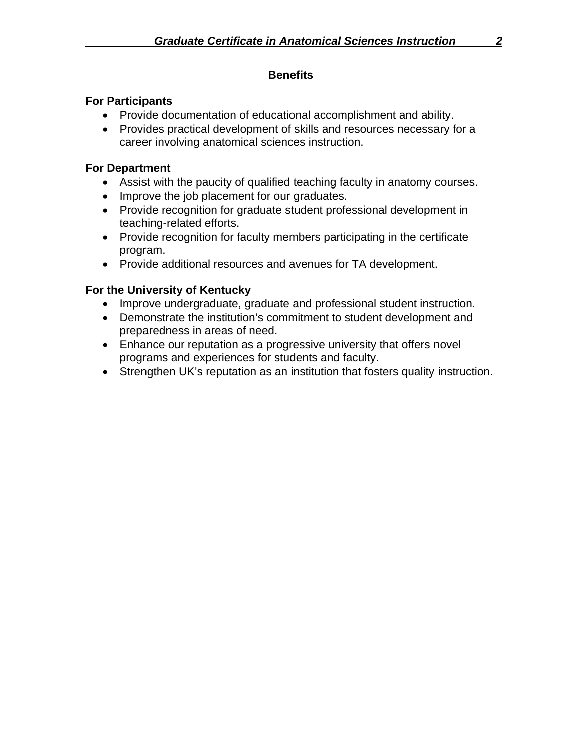## Benefits

### For Participants

- Provide documentation of educational accomplishment and ability.
- Provides practical development of skills and resources necessary for a career involving anatomical sciences instruction.

### For Department

- Assist with the paucity of qualified teaching faculty in anatomy courses.
- Improve the job placement for our graduates.
- Provide recognition for graduate student professional development in teaching-related efforts.
- Provide recognition for faculty members participating in the certificate program.
- Provide additional resources and avenues for TA development.

### For the University of Kentucky

- Improve undergraduate, graduate and professional student instruction.
- Demonstrate the institution's commitment to student development and preparedness in areas of need.
- Enhance our reputation as a progressive university that offers novel programs and experiences for students and faculty.
- Strengthen UK's reputation as an institution that fosters quality instruction.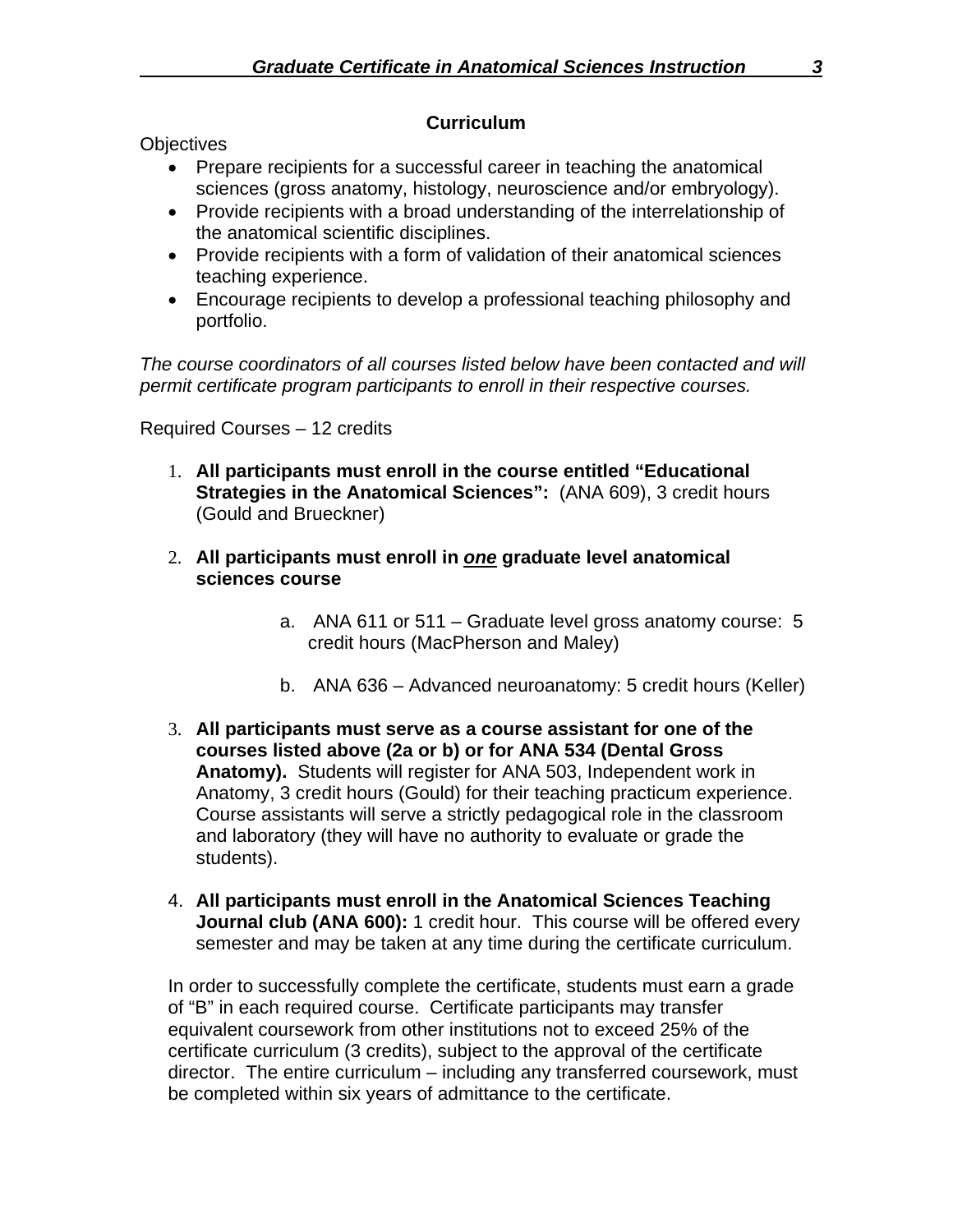## Curriculum

Objectives

- Prepare recipients for a successful career in teaching the anatomical sciences (gross anatomy, histology, neuroscience and/or embryology).
- Provide recipients with a broad understanding of the interrelationship of the anatomical scientific disciplines.
- Provide recipients with a form of validation of their anatomical sciences teaching experience.
- Encourage recipients to develop a professional teaching philosophy and portfolio.

*The course coordinators of all courses listed below have been contacted and will permit certificate program participants to enroll in their respective courses.*

Required Courses – 12 credits

1. **All participants must enroll in the course entitled "Educational Strategies in the Anatomical Sciences":** (ANA 609), 3 credit hours (Gould and Brueckner)

2. **All participants must enroll in *<u>one</u>* graduate level anatomical sciences course**

   a. ANA 611 or 511 – Graduate level gross anatomy course: 5 credit hours (MacPherson and Maley)

   b. ANA 636 – Advanced neuroanatomy: 5 credit hours (Keller)

3. **All participants must serve as a course assistant for one of the courses listed above (2a or b) or for ANA 534 (Dental Gross Anatomy).** Students will register for ANA 503, Independent work in Anatomy, 3 credit hours (Gould) for their teaching practicum experience. Course assistants will serve a strictly pedagogical role in the classroom and laboratory (they will have no authority to evaluate or grade the students).

4. **All participants must enroll in the Anatomical Sciences Teaching Journal club (ANA 600):** 1 credit hour. This course will be offered every semester and may be taken at any time during the certificate curriculum.

In order to successfully complete the certificate, students must earn a grade of "B" in each required course. Certificate participants may transfer equivalent coursework from other institutions not to exceed 25% of the certificate curriculum (3 credits), subject to the approval of the certificate director. The entire curriculum – including any transferred coursework, must be completed within six years of admittance to the certificate.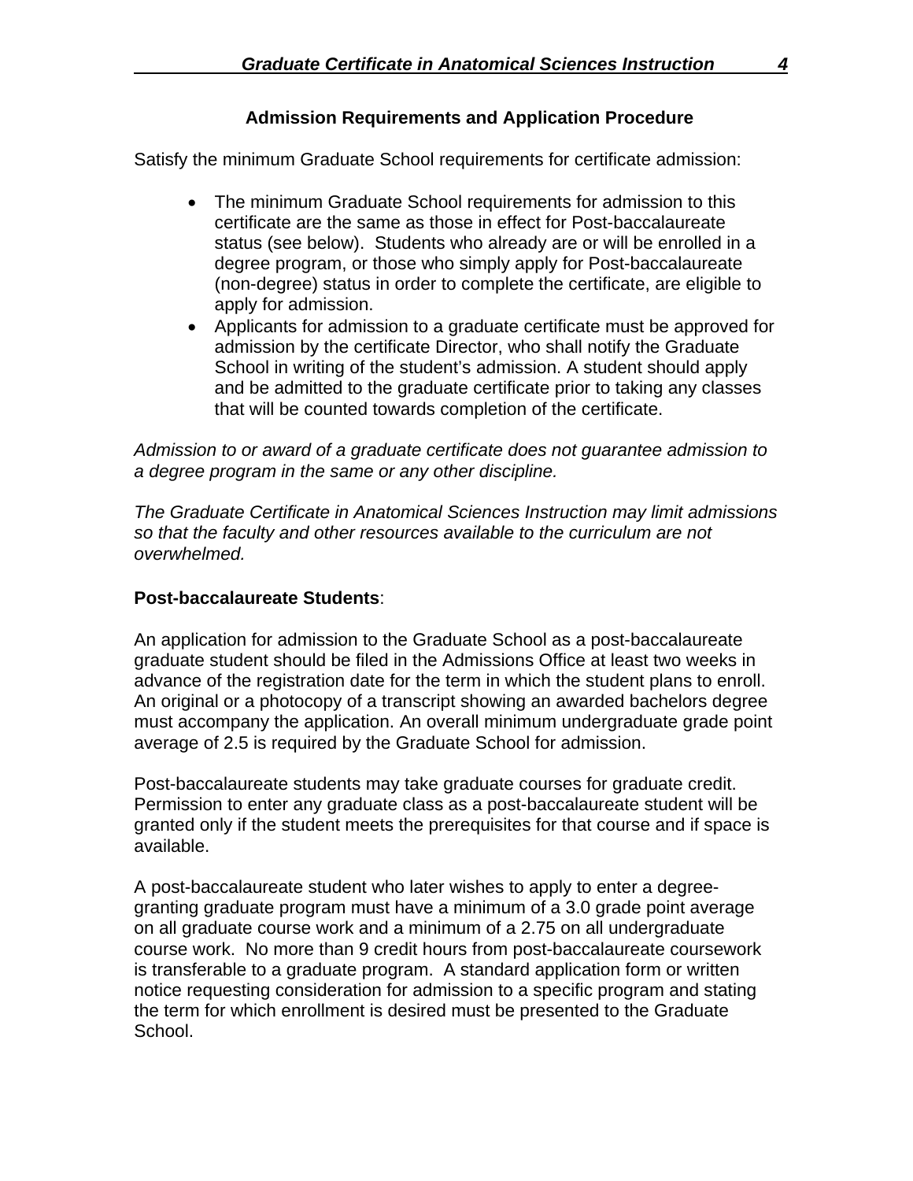## Admission Requirements and Application Procedure

Satisfy the minimum Graduate School requirements for certificate admission:

- The minimum Graduate School requirements for admission to this certificate are the same as those in effect for Post-baccalaureate status (see below). Students who already are or will be enrolled in a degree program, or those who simply apply for Post-baccalaureate (non-degree) status in order to complete the certificate, are eligible to apply for admission.
- Applicants for admission to a graduate certificate must be approved for admission by the certificate Director, who shall notify the Graduate School in writing of the student's admission. A student should apply and be admitted to the graduate certificate prior to taking any classes that will be counted towards completion of the certificate.

*Admission to or award of a graduate certificate does not guarantee admission to a degree program in the same or any other discipline.*

*The Graduate Certificate in Anatomical Sciences Instruction may limit admissions so that the faculty and other resources available to the curriculum are not overwhelmed.*

**Post-baccalaureate Students**:

An application for admission to the Graduate School as a post-baccalaureate graduate student should be filed in the Admissions Office at least two weeks in advance of the registration date for the term in which the student plans to enroll. An original or a photocopy of a transcript showing an awarded bachelors degree must accompany the application. An overall minimum undergraduate grade point average of 2.5 is required by the Graduate School for admission.

Post-baccalaureate students may take graduate courses for graduate credit. Permission to enter any graduate class as a post-baccalaureate student will be granted only if the student meets the prerequisites for that course and if space is available.

A post-baccalaureate student who later wishes to apply to enter a degree-granting graduate program must have a minimum of a 3.0 grade point average on all graduate course work and a minimum of a 2.75 on all undergraduate course work. No more than 9 credit hours from post-baccalaureate coursework is transferable to a graduate program. A standard application form or written notice requesting consideration for admission to a specific program and stating the term for which enrollment is desired must be presented to the Graduate School.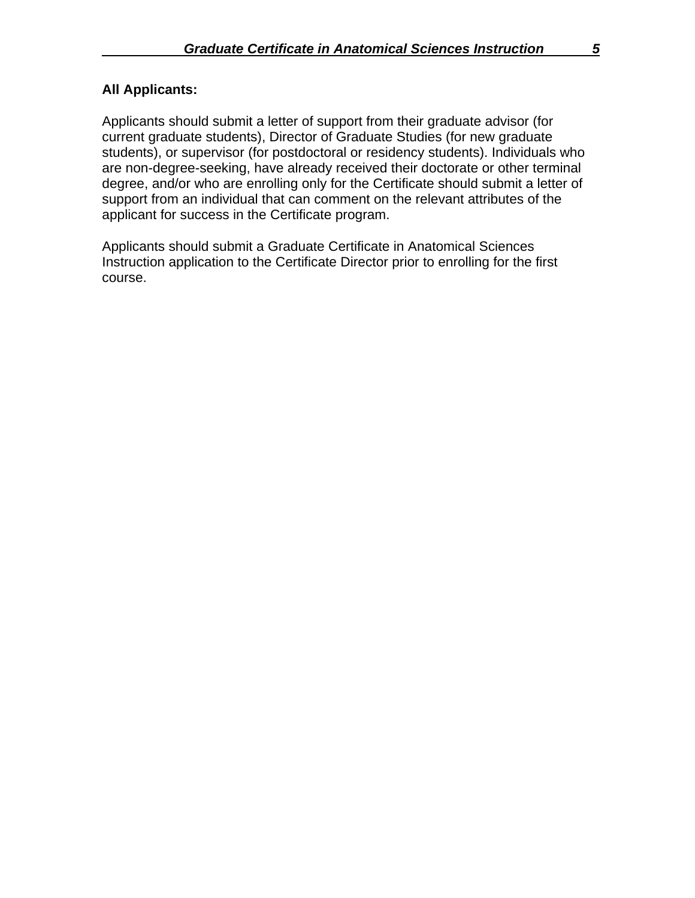**All Applicants:**

Applicants should submit a letter of support from their graduate advisor (for current graduate students), Director of Graduate Studies (for new graduate students), or supervisor (for postdoctoral or residency students). Individuals who are non-degree-seeking, have already received their doctorate or other terminal degree, and/or who are enrolling only for the Certificate should submit a letter of support from an individual that can comment on the relevant attributes of the applicant for success in the Certificate program.

Applicants should submit a Graduate Certificate in Anatomical Sciences Instruction application to the Certificate Director prior to enrolling for the first course.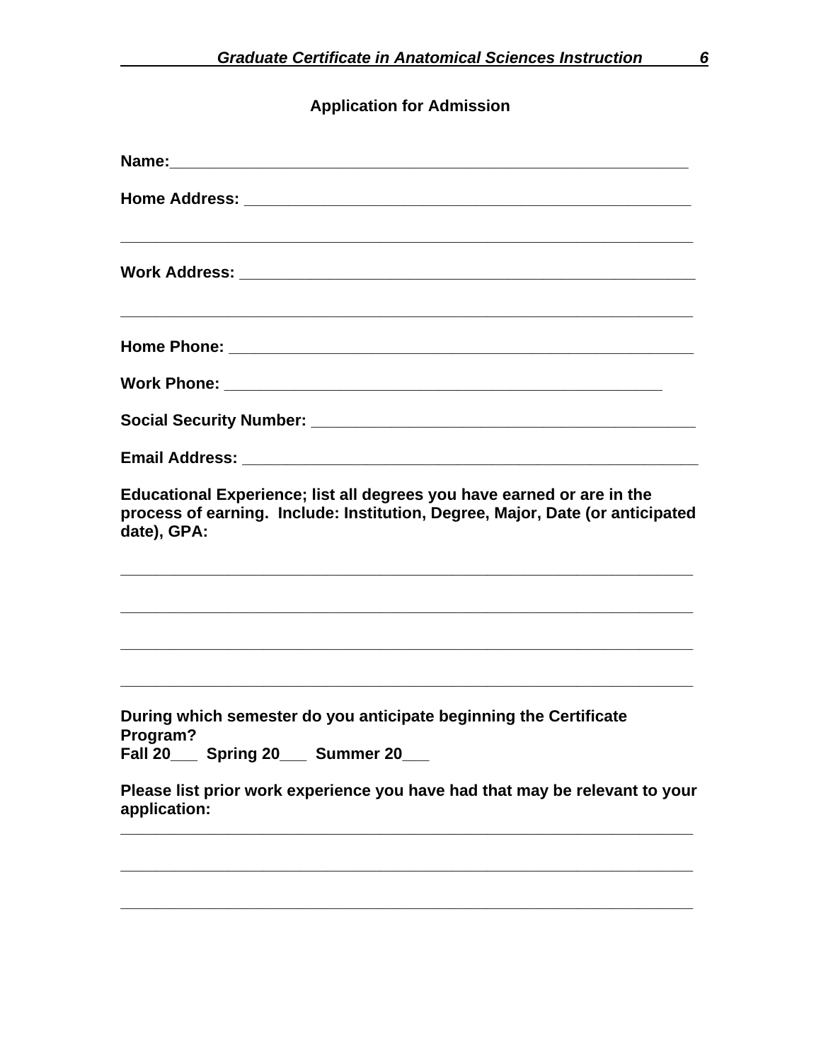## Application for Admission

**Name:**_______________________________________________________

**Home Address:** ___________________________________________________

_______________________________________________________________

**Work Address:** ____________________________________________________

_______________________________________________________________

**Home Phone:** _____________________________________________________

**Work Phone:** _________________________________________________

**Social Security Number:** _________________________________________

**Email Address:** ___________________________________________________

**Educational Experience; list all degrees you have earned or are in the process of earning. Include: Institution, Degree, Major, Date (or anticipated date), GPA:**

_______________________________________________________________

_______________________________________________________________

_______________________________________________________________

_______________________________________________________________

**During which semester do you anticipate beginning the Certificate Program?**
**Fall 20___ Spring 20___ Summer 20___**

**Please list prior work experience you have had that may be relevant to your application:**

_______________________________________________________________

_______________________________________________________________

_______________________________________________________________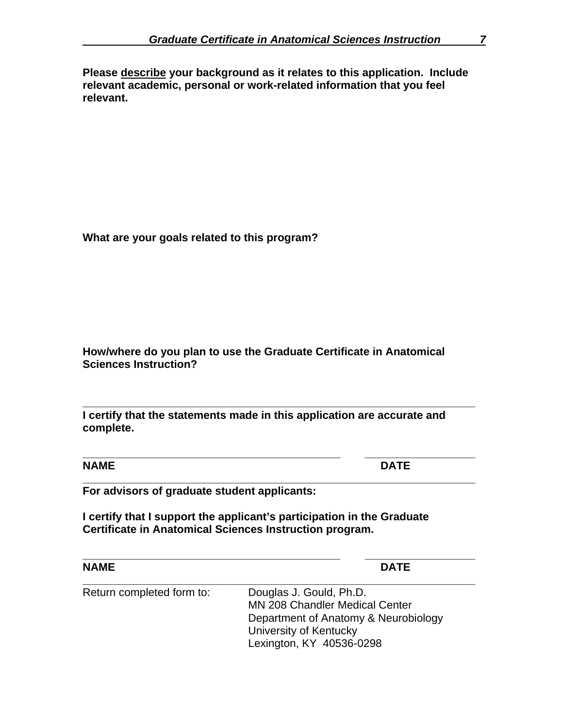**Please <u>describe</u> your background as it relates to this application. Include relevant academic, personal or work-related information that you feel relevant.**

**What are your goals related to this program?**

**How/where do you plan to use the Graduate Certificate in Anatomical Sciences Instruction?**

---

**I certify that the statements made in this application are accurate and complete.**

\_\_\_\_\_\_\_\_\_\_\_\_\_\_\_\_\_\_\_\_\_\_\_\_\_\_\_\_\_\_\_\_\_\_\_\_\_\_\_\_\_\_\_\_ \_\_\_\_\_\_\_\_\_\_\_\_\_\_\_\_\_\_\_\_

**NAME** **DATE**

---

**For advisors of graduate student applicants:**

**I certify that I support the applicant's participation in the Graduate Certificate in Anatomical Sciences Instruction program.**

\_\_\_\_\_\_\_\_\_\_\_\_\_\_\_\_\_\_\_\_\_\_\_\_\_\_\_\_\_\_\_\_\_\_\_\_\_\_\_\_\_\_\_\_ \_\_\_\_\_\_\_\_\_\_\_\_\_\_\_\_\_\_\_\_

**NAME** **DATE**

---

Return completed form to:

Douglas J. Gould, Ph.D.
MN 208 Chandler Medical Center
Department of Anatomy & Neurobiology
University of Kentucky
Lexington, KY 40536-0298